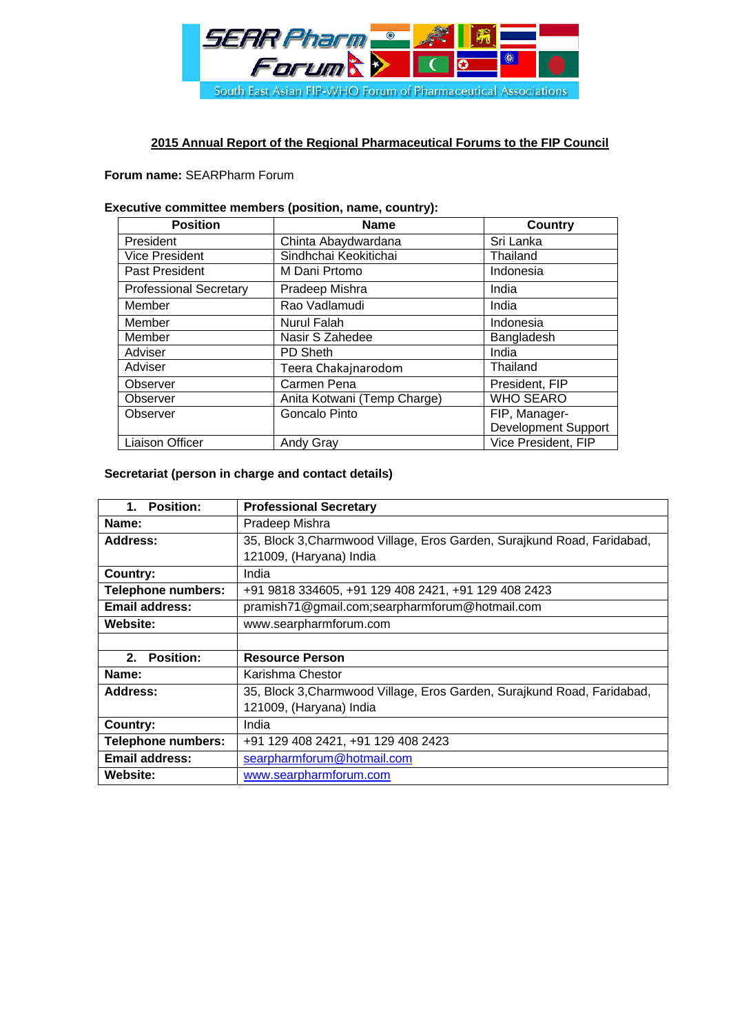SEAR Pharm Forum

South East Asian FIP-WHO Forum of Pharmaceutical Associations

## 2015 Annual Report of the Regional Pharmaceutical Forums to the FIP Council

**Forum name:** SEARPharm Forum

**Executive committee members (position, name, country):**

| Position | Name | Country |
|---|---|---|
| President | Chinta Abaydwardana | Sri Lanka |
| Vice President | Sindhchai Keokitichai | Thailand |
| Past President | M Dani Prtomo | Indonesia |
| Professional Secretary | Pradeep Mishra | India |
| Member | Rao Vadlamudi | India |
| Member | Nurul Falah | Indonesia |
| Member | Nasir S Zahedee | Bangladesh |
| Adviser | PD Sheth | India |
| Adviser | Teera Chakajnarodom | Thailand |
| Observer | Carmen Pena | President, FIP |
| Observer | Anita Kotwani (Temp Charge) | WHO SEARO |
| Observer | Goncalo Pinto | FIP, Manager-Development Support |
| Liaison Officer | Andy Gray | Vice President, FIP |

**Secretariat (person in charge and contact details)**

| **1. Position:** | **Professional Secretary** |
|---|---|
| **Name:** | Pradeep Mishra |
| **Address:** | 35, Block 3,Charmwood Village, Eros Garden, Surajkund Road, Faridabad, 121009, (Haryana) India |
| **Country:** | India |
| **Telephone numbers:** | +91 9818 334605, +91 129 408 2421, +91 129 408 2423 |
| **Email address:** | pramish71@gmail.com;searpharmforum@hotmail.com |
| **Website:** | www.searpharmforum.com |
| | |
| **2. Position:** | **Resource Person** |
| **Name:** | Karishma Chestor |
| **Address:** | 35, Block 3,Charmwood Village, Eros Garden, Surajkund Road, Faridabad, 121009, (Haryana) India |
| **Country:** | India |
| **Telephone numbers:** | +91 129 408 2421, +91 129 408 2423 |
| **Email address:** | searpharmforum@hotmail.com |
| **Website:** | www.searpharmforum.com |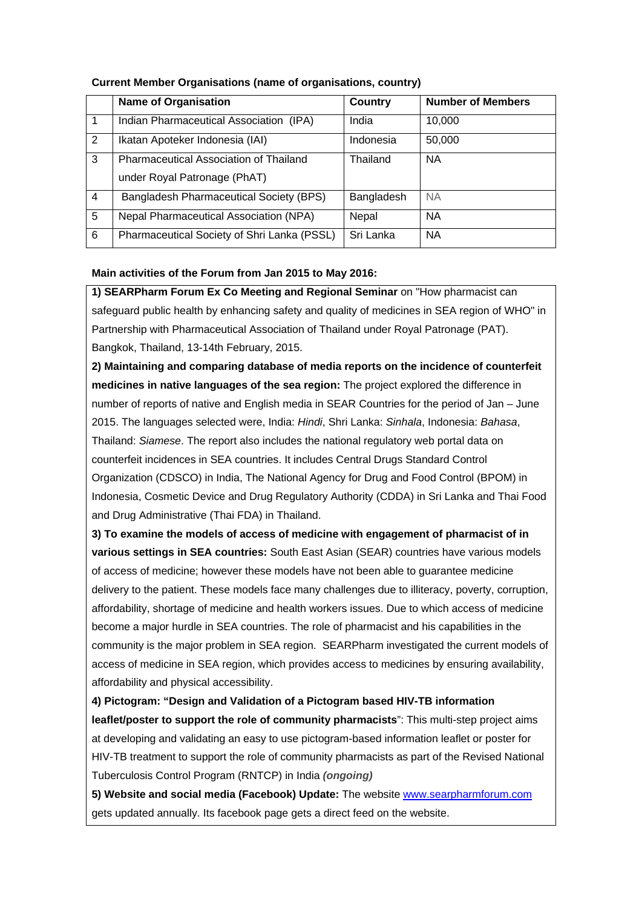**Current Member Organisations (name of organisations, country)**

| | Name of Organisation | Country | Number of Members |
|---|---|---|---|
| 1 | Indian Pharmaceutical Association (IPA) | India | 10,000 |
| 2 | Ikatan Apoteker Indonesia (IAI) | Indonesia | 50,000 |
| 3 | Pharmaceutical Association of Thailand under Royal Patronage (PhAT) | Thailand | NA |
| 4 | Bangladesh Pharmaceutical Society (BPS) | Bangladesh | NA |
| 5 | Nepal Pharmaceutical Association (NPA) | Nepal | NA |
| 6 | Pharmaceutical Society of Shri Lanka (PSSL) | Sri Lanka | NA |

**Main activities of the Forum from Jan 2015 to May 2016:**

**1) SEARPharm Forum Ex Co Meeting and Regional Seminar** on "How pharmacist can safeguard public health by enhancing safety and quality of medicines in SEA region of WHO" in Partnership with Pharmaceutical Association of Thailand under Royal Patronage (PAT). Bangkok, Thailand, 13-14th February, 2015.

**2) Maintaining and comparing database of media reports on the incidence of counterfeit medicines in native languages of the sea region:** The project explored the difference in number of reports of native and English media in SEAR Countries for the period of Jan – June 2015. The languages selected were, India: *Hindi*, Shri Lanka: *Sinhala*, Indonesia: *Bahasa*, Thailand: *Siamese*. The report also includes the national regulatory web portal data on counterfeit incidences in SEA countries. It includes Central Drugs Standard Control Organization (CDSCO) in India, The National Agency for Drug and Food Control (BPOM) in Indonesia, Cosmetic Device and Drug Regulatory Authority (CDDA) in Sri Lanka and Thai Food and Drug Administrative (Thai FDA) in Thailand.

**3) To examine the models of access of medicine with engagement of pharmacist of in various settings in SEA countries:** South East Asian (SEAR) countries have various models of access of medicine; however these models have not been able to guarantee medicine delivery to the patient. These models face many challenges due to illiteracy, poverty, corruption, affordability, shortage of medicine and health workers issues. Due to which access of medicine become a major hurdle in SEA countries. The role of pharmacist and his capabilities in the community is the major problem in SEA region. SEARPharm investigated the current models of access of medicine in SEA region, which provides access to medicines by ensuring availability, affordability and physical accessibility.

**4) Pictogram: "Design and Validation of a Pictogram based HIV-TB information leaflet/poster to support the role of community pharmacists**": This multi-step project aims at developing and validating an easy to use pictogram-based information leaflet or poster for HIV-TB treatment to support the role of community pharmacists as part of the Revised National Tuberculosis Control Program (RNTCP) in India ***(ongoing)***

**5) Website and social media (Facebook) Update:** The website www.searpharmforum.com gets updated annually. Its facebook page gets a direct feed on the website.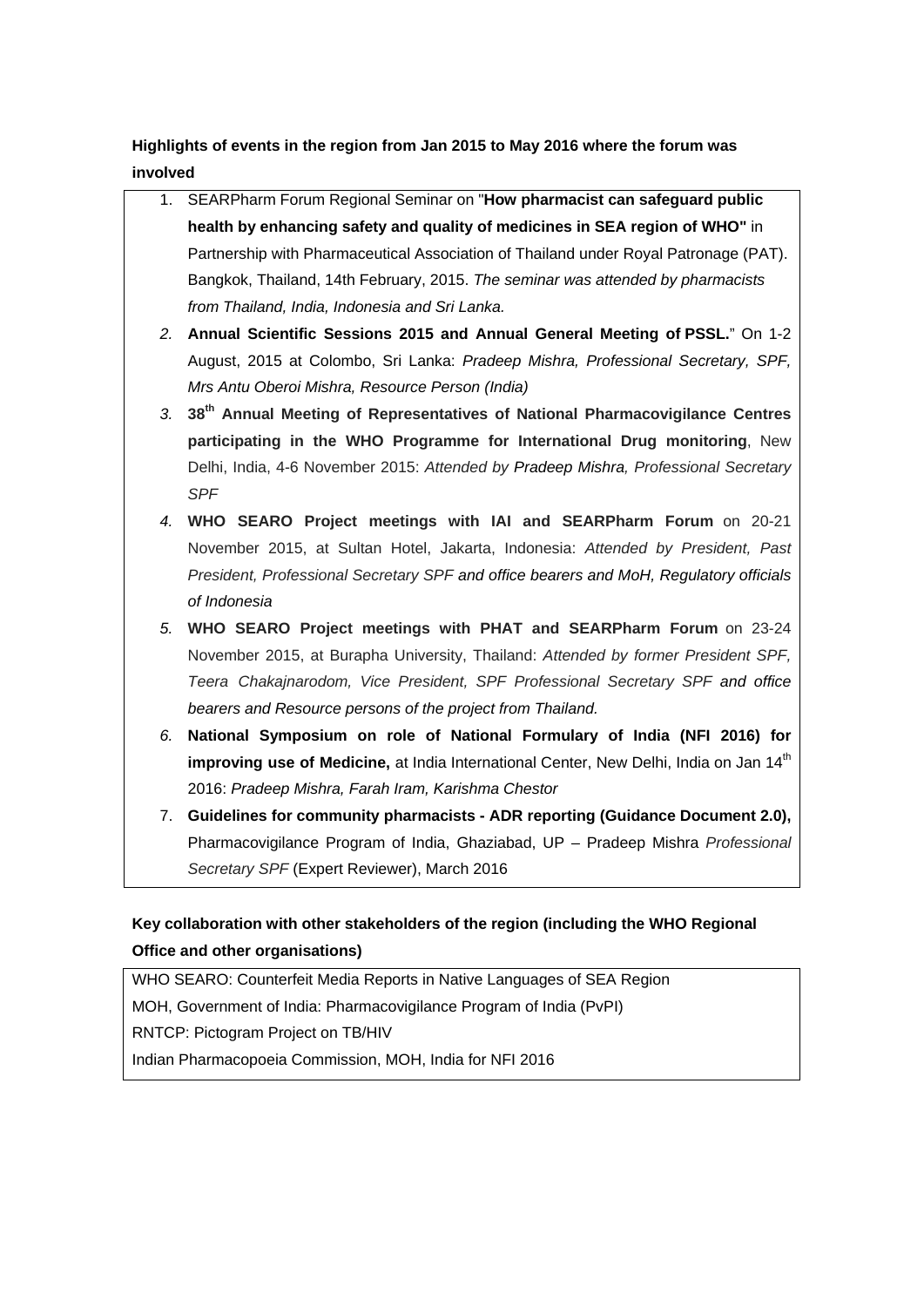**Highlights of events in the region from Jan 2015 to May 2016 where the forum was involved**

1. SEARPharm Forum Regional Seminar on "**How pharmacist can safeguard public health by enhancing safety and quality of medicines in SEA region of WHO"** in Partnership with Pharmaceutical Association of Thailand under Royal Patronage (PAT). Bangkok, Thailand, 14th February, 2015. *The seminar was attended by pharmacists from Thailand, India, Indonesia and Sri Lanka.*
2. **Annual Scientific Sessions 2015 and Annual General Meeting of PSSL.**" On 1-2 August, 2015 at Colombo, Sri Lanka: *Pradeep Mishra, Professional Secretary, SPF, Mrs Antu Oberoi Mishra, Resource Person (India)*
3. **38th Annual Meeting of Representatives of National Pharmacovigilance Centres participating in the WHO Programme for International Drug monitoring**, New Delhi, India, 4-6 November 2015: *Attended by Pradeep Mishra, Professional Secretary SPF*
4. **WHO SEARO Project meetings with IAI and SEARPharm Forum** on 20-21 November 2015, at Sultan Hotel, Jakarta, Indonesia: *Attended by President, Past President, Professional Secretary SPF and office bearers and MoH, Regulatory officials of Indonesia*
5. **WHO SEARO Project meetings with PHAT and SEARPharm Forum** on 23-24 November 2015, at Burapha University, Thailand: *Attended by former President SPF, Teera Chakajnarodom, Vice President, SPF Professional Secretary SPF and office bearers and Resource persons of the project from Thailand.*
6. **National Symposium on role of National Formulary of India (NFI 2016) for improving use of Medicine,** at India International Center, New Delhi, India on Jan 14th 2016: *Pradeep Mishra, Farah Iram, Karishma Chestor*
7. **Guidelines for community pharmacists - ADR reporting (Guidance Document 2.0),** Pharmacovigilance Program of India, Ghaziabad, UP – Pradeep Mishra *Professional Secretary SPF* (Expert Reviewer), March 2016

**Key collaboration with other stakeholders of the region (including the WHO Regional Office and other organisations)**

WHO SEARO: Counterfeit Media Reports in Native Languages of SEA Region
MOH, Government of India: Pharmacovigilance Program of India (PvPI)
RNTCP: Pictogram Project on TB/HIV
Indian Pharmacopoeia Commission, MOH, India for NFI 2016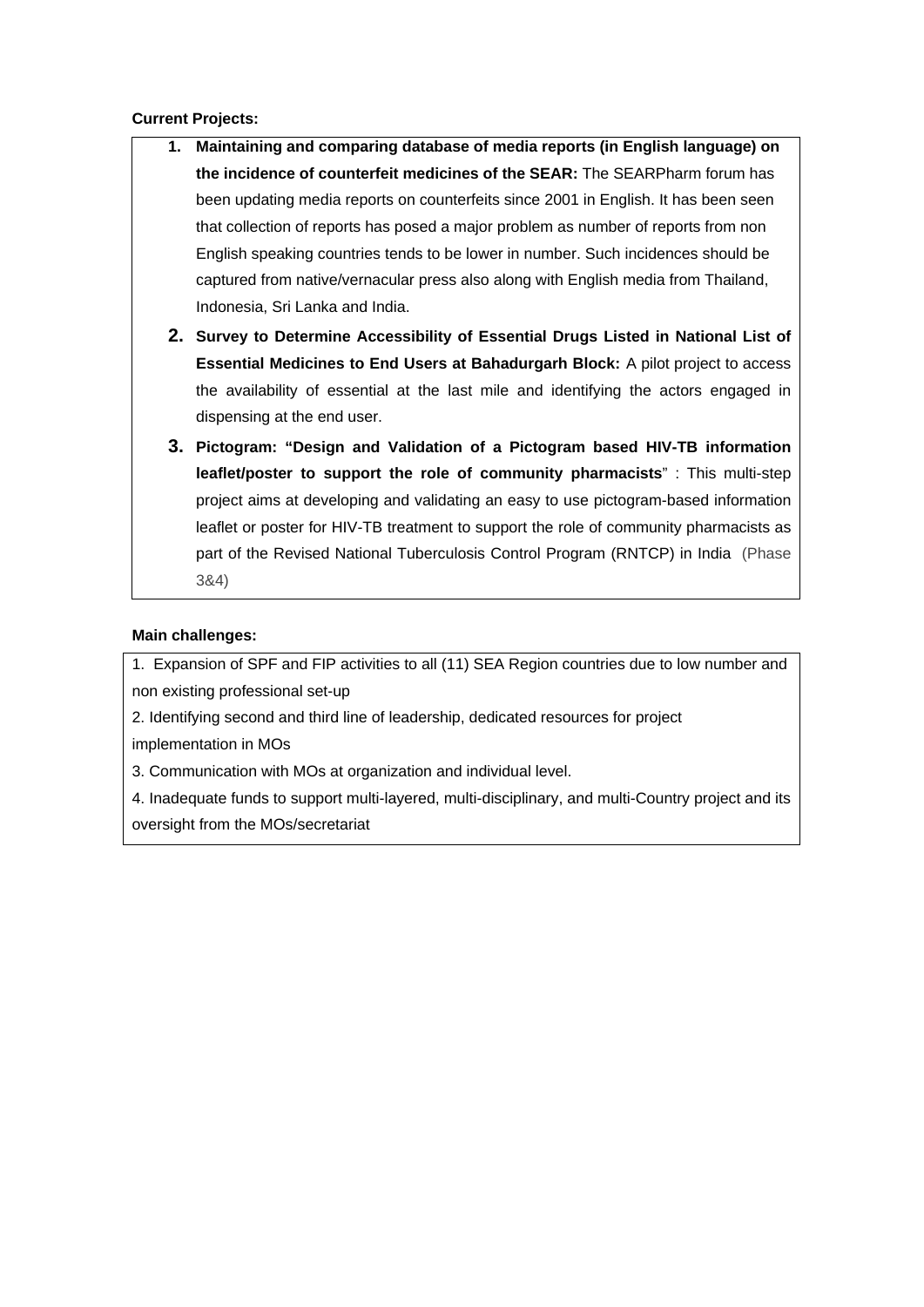**Current Projects:**

1. **Maintaining and comparing database of media reports (in English language) on the incidence of counterfeit medicines of the SEAR:** The SEARPharm forum has been updating media reports on counterfeits since 2001 in English. It has been seen that collection of reports has posed a major problem as number of reports from non English speaking countries tends to be lower in number. Such incidences should be captured from native/vernacular press also along with English media from Thailand, Indonesia, Sri Lanka and India.
2. **Survey to Determine Accessibility of Essential Drugs Listed in National List of Essential Medicines to End Users at Bahadurgarh Block:** A pilot project to access the availability of essential at the last mile and identifying the actors engaged in dispensing at the end user.
3. **Pictogram: "Design and Validation of a Pictogram based HIV-TB information leaflet/poster to support the role of community pharmacists**" : This multi-step project aims at developing and validating an easy to use pictogram-based information leaflet or poster for HIV-TB treatment to support the role of community pharmacists as part of the Revised National Tuberculosis Control Program (RNTCP) in India (Phase 3&4)

**Main challenges:**

1. Expansion of SPF and FIP activities to all (11) SEA Region countries due to low number and non existing professional set-up
2. Identifying second and third line of leadership, dedicated resources for project implementation in MOs
3. Communication with MOs at organization and individual level.
4. Inadequate funds to support multi-layered, multi-disciplinary, and multi-Country project and its oversight from the MOs/secretariat